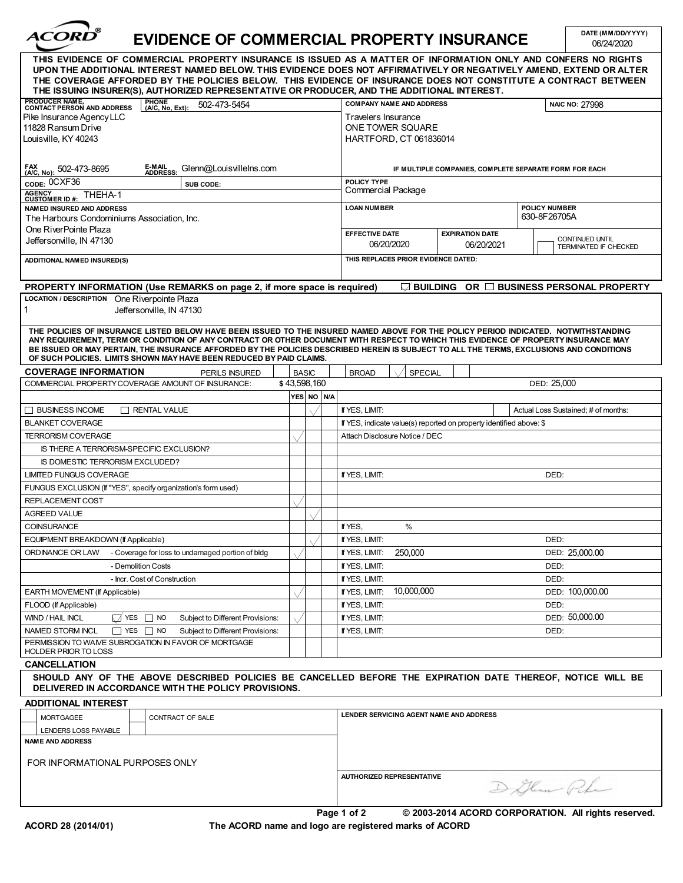# EVIDENCE OF COMMERCIAL PROPERTY INSURANCE

ACORD®

**DATE (MM/DD/YYYY):** 06/24/2020

**THIS EVIDENCE OF COMMERCIAL PROPERTY INSURANCE IS ISSUED AS A MATTER OF INFORMATION ONLY AND CONFERS NO RIGHTS UPON THE ADDITIONAL INTEREST NAMED BELOW. THIS EVIDENCE DOES NOT AFFIRMATIVELY OR NEGATIVELY AMEND, EXTEND OR ALTER THE COVERAGE AFFORDED BY THE POLICIES BELOW. THIS EVIDENCE OF INSURANCE DOES NOT CONSTITUTE A CONTRACT BETWEEN THE ISSUING INSURER(S), AUTHORIZED REPRESENTATIVE OR PRODUCER, AND THE ADDITIONAL INTEREST.**

| PRODUCER NAME, CONTACT PERSON AND ADDRESS | COMPANY NAME AND ADDRESS |
|---|---|
| PHONE (A/C, No, Ext): 502-473-5454 | NAIC NO: 27998 |
| Pike Insurance Agency LLC<br>11828 Ransum Drive<br>Louisville, KY 40243 | Travelers Insurance<br>ONE TOWER SQUARE<br>HARTFORD, CT 061836014 |
| FAX (A/C, No): 502-473-8695 E-MAIL ADDRESS: Glenn@LouisvilleIns.com | IF MULTIPLE COMPANIES, COMPLETE SEPARATE FORM FOR EACH |
| CODE: 0CXF36 SUB CODE: | POLICY TYPE: Commercial Package |
| AGENCY CUSTOMER ID #: THEHA-1 | |
| NAMED INSURED AND ADDRESS<br>The Harbours Condominiums Association, Inc.<br>One RiverPointe Plaza<br>Jeffersonville, IN 47130 | LOAN NUMBER: — POLICY NUMBER: 630-8F26705A |
| | EFFECTIVE DATE: 06/20/2020 EXPIRATION DATE: 06/20/2021 ☐ CONTINUED UNTIL TERMINATED IF CHECKED |
| ADDITIONAL NAMED INSURED(S) | THIS REPLACES PRIOR EVIDENCE DATED: |

## PROPERTY INFORMATION (Use REMARKS on page 2, if more space is required) ☑ BUILDING OR ☐ BUSINESS PERSONAL PROPERTY

**LOCATION / DESCRIPTION**
1 One Riverpointe Plaza
Jeffersonville, IN 47130

**THE POLICIES OF INSURANCE LISTED BELOW HAVE BEEN ISSUED TO THE INSURED NAMED ABOVE FOR THE POLICY PERIOD INDICATED. NOTWITHSTANDING ANY REQUIREMENT, TERM OR CONDITION OF ANY CONTRACT OR OTHER DOCUMENT WITH RESPECT TO WHICH THIS EVIDENCE OF PROPERTY INSURANCE MAY BE ISSUED OR MAY PERTAIN, THE INSURANCE AFFORDED BY THE POLICIES DESCRIBED HEREIN IS SUBJECT TO ALL THE TERMS, EXCLUSIONS AND CONDITIONS OF SUCH POLICIES. LIMITS SHOWN MAY HAVE BEEN REDUCED BY PAID CLAIMS.**

## COVERAGE INFORMATION

PERILS INSURED: ☐ BASIC ☐ BROAD ☑ SPECIAL

COMMERCIAL PROPERTY COVERAGE AMOUNT OF INSURANCE: $ 43,598,160 — DED: 25,000

| Coverage | YES | NO | N/A | Limit / Details | DED |
|---|---|---|---|---|---|
| ☐ BUSINESS INCOME ☐ RENTAL VALUE | | ✓ | | If YES, LIMIT: — Actual Loss Sustained; # of months: | |
| BLANKET COVERAGE | | | | If YES, indicate value(s) reported on property identified above: $ | |
| TERRORISM COVERAGE | ✓ | | | Attach Disclosure Notice / DEC | |
| IS THERE A TERRORISM-SPECIFIC EXCLUSION? | | | | | |
| IS DOMESTIC TERRORISM EXCLUDED? | | | | | |
| LIMITED FUNGUS COVERAGE | | | | If YES, LIMIT: | DED: |
| FUNGUS EXCLUSION (If "YES", specify organization's form used) | | | | | |
| REPLACEMENT COST | ✓ | | | | |
| AGREED VALUE | | ✓ | | | |
| COINSURANCE | | | | If YES, % | |
| EQUIPMENT BREAKDOWN (If Applicable) | | ✓ | | If YES, LIMIT: | DED: |
| ORDINANCE OR LAW - Coverage for loss to undamaged portion of bldg | ✓ | | | If YES, LIMIT: 250,000 | DED: 25,000.00 |
| - Demolition Costs | | | | If YES, LIMIT: | DED: |
| - Incr. Cost of Construction | | | | If YES, LIMIT: | DED: |
| EARTH MOVEMENT (If Applicable) | ✓ | | | If YES, LIMIT: 10,000,000 | DED: 100,000.00 |
| FLOOD (If Applicable) | | | | If YES, LIMIT: | DED: |
| WIND / HAIL INCL ☑ YES ☐ NO Subject to Different Provisions: | ✓ | | | If YES, LIMIT: | DED: 50,000.00 |
| NAMED STORM INCL ☐ YES ☐ NO Subject to Different Provisions: | | | | If YES, LIMIT: | DED: |
| PERMISSION TO WAIVE SUBROGATION IN FAVOR OF MORTGAGE HOLDER PRIOR TO LOSS | | | | | |

## CANCELLATION

**SHOULD ANY OF THE ABOVE DESCRIBED POLICIES BE CANCELLED BEFORE THE EXPIRATION DATE THEREOF, NOTICE WILL BE DELIVERED IN ACCORDANCE WITH THE POLICY PROVISIONS.**

## ADDITIONAL INTEREST

☐ MORTGAGEE ☐ CONTRACT OF SALE
☐ LENDERS LOSS PAYABLE

**NAME AND ADDRESS**
FOR INFORMATIONAL PURPOSES ONLY

**LENDER SERVICING AGENT NAME AND ADDRESS**

**AUTHORIZED REPRESENTATIVE**
D Glenn Pike

ACORD 28 (2014/01) © 2003-2014 ACORD CORPORATION. All rights reserved.
The ACORD name and logo are registered marks of ACORD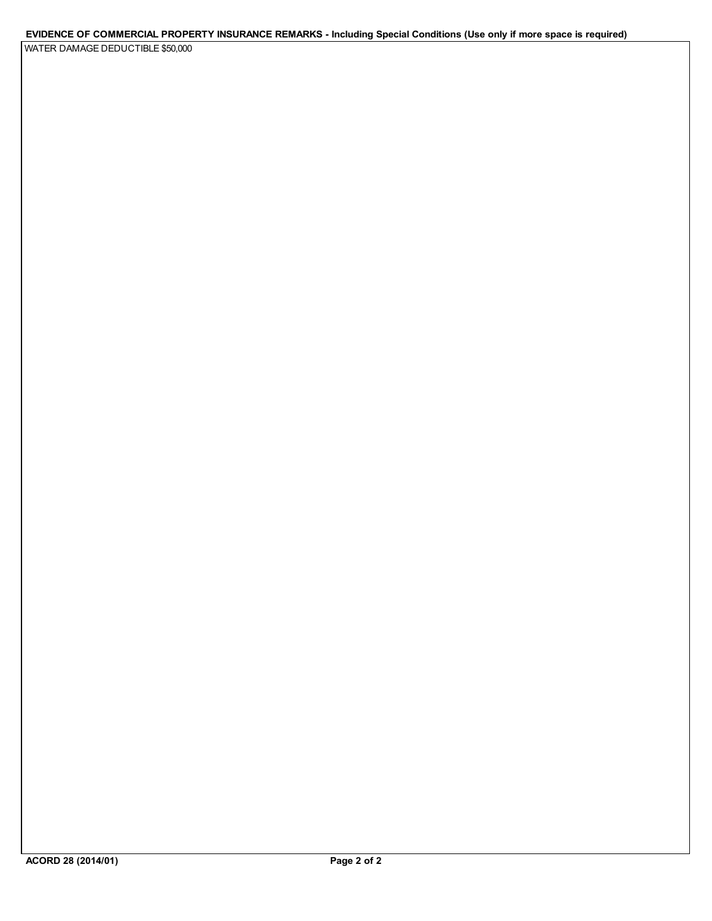**EVIDENCE OF COMMERCIAL PROPERTY INSURANCE REMARKS - Including Special Conditions (Use only if more space is required)**

WATER DAMAGE DEDUCTIBLE $50,000

**ACORD 28 (2014/01)**